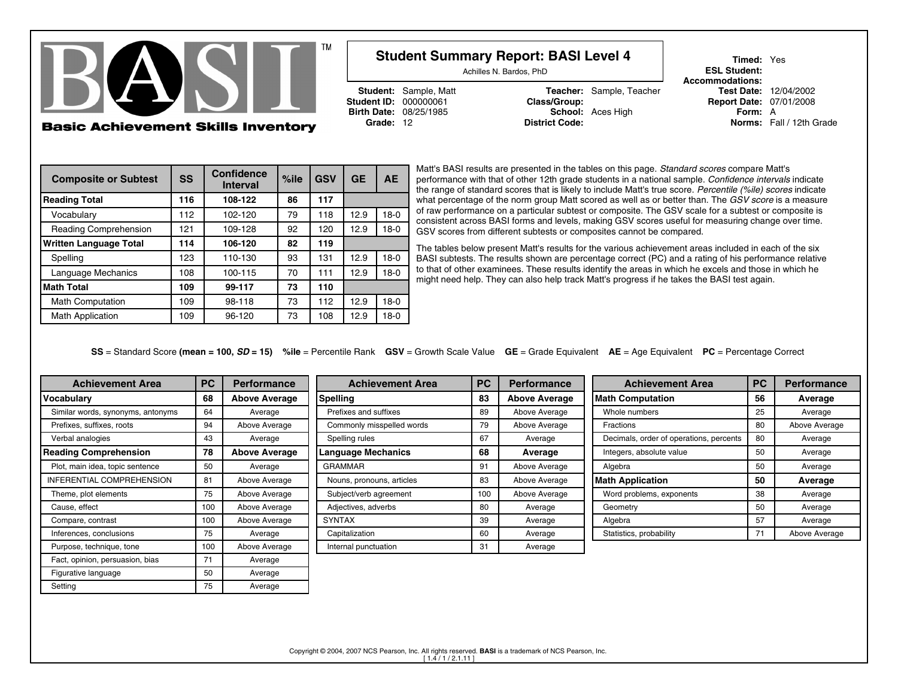# BASI™

**Basic Achievement Skills Inventory**

## Student Summary Report: BASI Level 4

Achilles N. Bardos, PhD

**Student:** Sample, Matt
**Student ID:** 000000061
**Birth Date:** 08/25/1985
**Grade:** 12

**Teacher:** Sample, Teacher
**Class/Group:**
**School:** Aces High
**District Code:**

**Timed:** Yes
**ESL Student:**
**Accommodations:**
**Test Date:** 12/04/2002
**Report Date:** 07/01/2008
**Form:** A
**Norms:** Fall / 12th Grade

| Composite or Subtest | SS | Confidence Interval | %ile | GSV | GE | AE |
|---|---|---|---|---|---|---|
| **Reading Total** | **116** | **108-122** | **86** | **117** | | |
| Vocabulary | 112 | 102-120 | 79 | 118 | 12.9 | 18-0 |
| Reading Comprehension | 121 | 109-128 | 92 | 120 | 12.9 | 18-0 |
| **Written Language Total** | **114** | **106-120** | **82** | **119** | | |
| Spelling | 123 | 110-130 | 93 | 131 | 12.9 | 18-0 |
| Language Mechanics | 108 | 100-115 | 70 | 111 | 12.9 | 18-0 |
| **Math Total** | **109** | **99-117** | **73** | **110** | | |
| Math Computation | 109 | 98-118 | 73 | 112 | 12.9 | 18-0 |
| Math Application | 109 | 96-120 | 73 | 108 | 12.9 | 18-0 |

Matt's BASI results are presented in the tables on this page. *Standard scores* compare Matt's performance with that of other 12th grade students in a national sample. *Confidence intervals* indicate the range of standard scores that is likely to include Matt's true score. *Percentile (%ile) scores* indicate what percentage of the norm group Matt scored as well as or better than. The *GSV score* is a measure of raw performance on a particular subtest or composite. The GSV scale for a subtest or composite is consistent across BASI forms and levels, making GSV scores useful for measuring change over time. GSV scores from different subtests or composites cannot be compared.

The tables below present Matt's results for the various achievement areas included in each of the six BASI subtests. The results shown are percentage correct (PC) and a rating of his performance relative to that of other examinees. These results identify the areas in which he excels and those in which he might need help. They can also help track Matt's progress if he takes the BASI test again.

**SS** = Standard Score **(mean = 100, *SD* = 15)** **%ile** = Percentile Rank **GSV** = Growth Scale Value **GE** = Grade Equivalent **AE** = Age Equivalent **PC** = Percentage Correct

| Achievement Area | PC | Performance |
|---|---|---|
| **Vocabulary** | **68** | **Above Average** |
| Similar words, synonyms, antonyms | 64 | Average |
| Prefixes, suffixes, roots | 94 | Above Average |
| Verbal analogies | 43 | Average |
| **Reading Comprehension** | **78** | **Above Average** |
| Plot, main idea, topic sentence | 50 | Average |
| INFERENTIAL COMPREHENSION | 81 | Above Average |
| Theme, plot elements | 75 | Above Average |
| Cause, effect | 100 | Above Average |
| Compare, contrast | 100 | Above Average |
| Inferences, conclusions | 75 | Average |
| Purpose, technique, tone | 100 | Above Average |
| Fact, opinion, persuasion, bias | 71 | Average |
| Figurative language | 50 | Average |
| Setting | 75 | Average |

| Achievement Area | PC | Performance |
|---|---|---|
| **Spelling** | **83** | **Above Average** |
| Prefixes and suffixes | 89 | Above Average |
| Commonly misspelled words | 79 | Above Average |
| Spelling rules | 67 | Average |
| **Language Mechanics** | **68** | **Average** |
| GRAMMAR | 91 | Above Average |
| Nouns, pronouns, articles | 83 | Above Average |
| Subject/verb agreement | 100 | Above Average |
| Adjectives, adverbs | 80 | Average |
| SYNTAX | 39 | Average |
| Capitalization | 60 | Average |
| Internal punctuation | 31 | Average |

| Achievement Area | PC | Performance |
|---|---|---|
| **Math Computation** | **56** | **Average** |
| Whole numbers | 25 | Average |
| Fractions | 80 | Above Average |
| Decimals, order of operations, percents | 80 | Average |
| Integers, absolute value | 50 | Average |
| Algebra | 50 | Average |
| **Math Application** | **50** | **Average** |
| Word problems, exponents | 38 | Average |
| Geometry | 50 | Average |
| Algebra | 57 | Average |
| Statistics, probability | 71 | Above Average |

Copyright © 2004, 2007 NCS Pearson, Inc. All rights reserved. **BASI** is a trademark of NCS Pearson, Inc.
[ 1.4 / 1 / 2.1.11 ]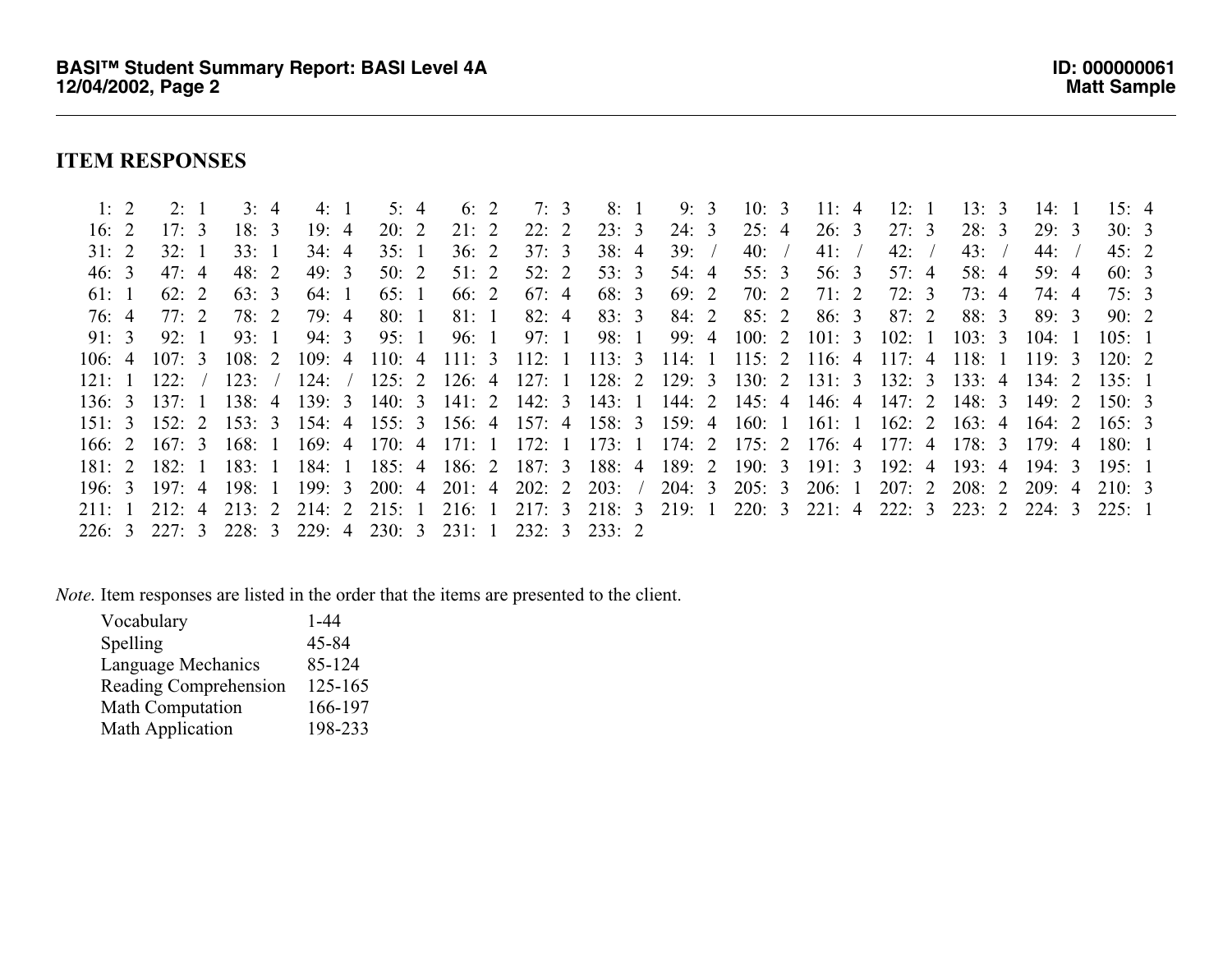## ITEM RESPONSES

| 1: 2 | 2: 1 | 3: 4 | 4: 1 | 5: 4 | 6: 2 | 7: 3 | 8: 1 | 9: 3 | 10: 3 | 11: 4 | 12: 1 | 13: 3 | 14: 1 | 15: 4 |
|---|---|---|---|---|---|---|---|---|---|---|---|---|---|---|
| 16: 2 | 17: 3 | 18: 3 | 19: 4 | 20: 2 | 21: 2 | 22: 2 | 23: 3 | 24: 3 | 25: 4 | 26: 3 | 27: 3 | 28: 3 | 29: 3 | 30: 3 |
| 31: 2 | 32: 1 | 33: 1 | 34: 4 | 35: 1 | 36: 2 | 37: 3 | 38: 4 | 39: / | 40: / | 41: / | 42: / | 43: / | 44: / | 45: 2 |
| 46: 3 | 47: 4 | 48: 2 | 49: 3 | 50: 2 | 51: 2 | 52: 2 | 53: 3 | 54: 4 | 55: 3 | 56: 3 | 57: 4 | 58: 4 | 59: 4 | 60: 3 |
| 61: 1 | 62: 2 | 63: 3 | 64: 1 | 65: 1 | 66: 2 | 67: 4 | 68: 3 | 69: 2 | 70: 2 | 71: 2 | 72: 3 | 73: 4 | 74: 4 | 75: 3 |
| 76: 4 | 77: 2 | 78: 2 | 79: 4 | 80: 1 | 81: 1 | 82: 4 | 83: 3 | 84: 2 | 85: 2 | 86: 3 | 87: 2 | 88: 3 | 89: 3 | 90: 2 |
| 91: 3 | 92: 1 | 93: 1 | 94: 3 | 95: 1 | 96: 1 | 97: 1 | 98: 1 | 99: 4 | 100: 2 | 101: 3 | 102: 1 | 103: 3 | 104: 1 | 105: 1 |
| 106: 4 | 107: 3 | 108: 2 | 109: 4 | 110: 4 | 111: 3 | 112: 1 | 113: 3 | 114: 1 | 115: 2 | 116: 4 | 117: 4 | 118: 1 | 119: 3 | 120: 2 |
| 121: 1 | 122: / | 123: / | 124: / | 125: 2 | 126: 4 | 127: 1 | 128: 2 | 129: 3 | 130: 2 | 131: 3 | 132: 3 | 133: 4 | 134: 2 | 135: 1 |
| 136: 3 | 137: 1 | 138: 4 | 139: 3 | 140: 3 | 141: 2 | 142: 3 | 143: 1 | 144: 2 | 145: 4 | 146: 4 | 147: 2 | 148: 3 | 149: 2 | 150: 3 |
| 151: 3 | 152: 2 | 153: 3 | 154: 4 | 155: 3 | 156: 4 | 157: 4 | 158: 3 | 159: 4 | 160: 1 | 161: 1 | 162: 2 | 163: 4 | 164: 2 | 165: 3 |
| 166: 2 | 167: 3 | 168: 1 | 169: 4 | 170: 4 | 171: 1 | 172: 1 | 173: 1 | 174: 2 | 175: 2 | 176: 4 | 177: 4 | 178: 3 | 179: 4 | 180: 1 |
| 181: 2 | 182: 1 | 183: 1 | 184: 1 | 185: 4 | 186: 2 | 187: 3 | 188: 4 | 189: 2 | 190: 3 | 191: 3 | 192: 4 | 193: 4 | 194: 3 | 195: 1 |
| 196: 3 | 197: 4 | 198: 1 | 199: 3 | 200: 4 | 201: 4 | 202: 2 | 203: / | 204: 3 | 205: 3 | 206: 1 | 207: 2 | 208: 2 | 209: 4 | 210: 3 |
| 211: 1 | 212: 4 | 213: 2 | 214: 2 | 215: 1 | 216: 1 | 217: 3 | 218: 3 | 219: 1 | 220: 3 | 221: 4 | 222: 3 | 223: 2 | 224: 3 | 225: 1 |
| 226: 3 | 227: 3 | 228: 3 | 229: 4 | 230: 3 | 231: 1 | 232: 3 | 233: 2 | | | | | | | |

*Note.* Item responses are listed in the order that the items are presented to the client.

| Subtest | Items |
|---|---|
| Vocabulary | 1-44 |
| Spelling | 45-84 |
| Language Mechanics | 85-124 |
| Reading Comprehension | 125-165 |
| Math Computation | 166-197 |
| Math Application | 198-233 |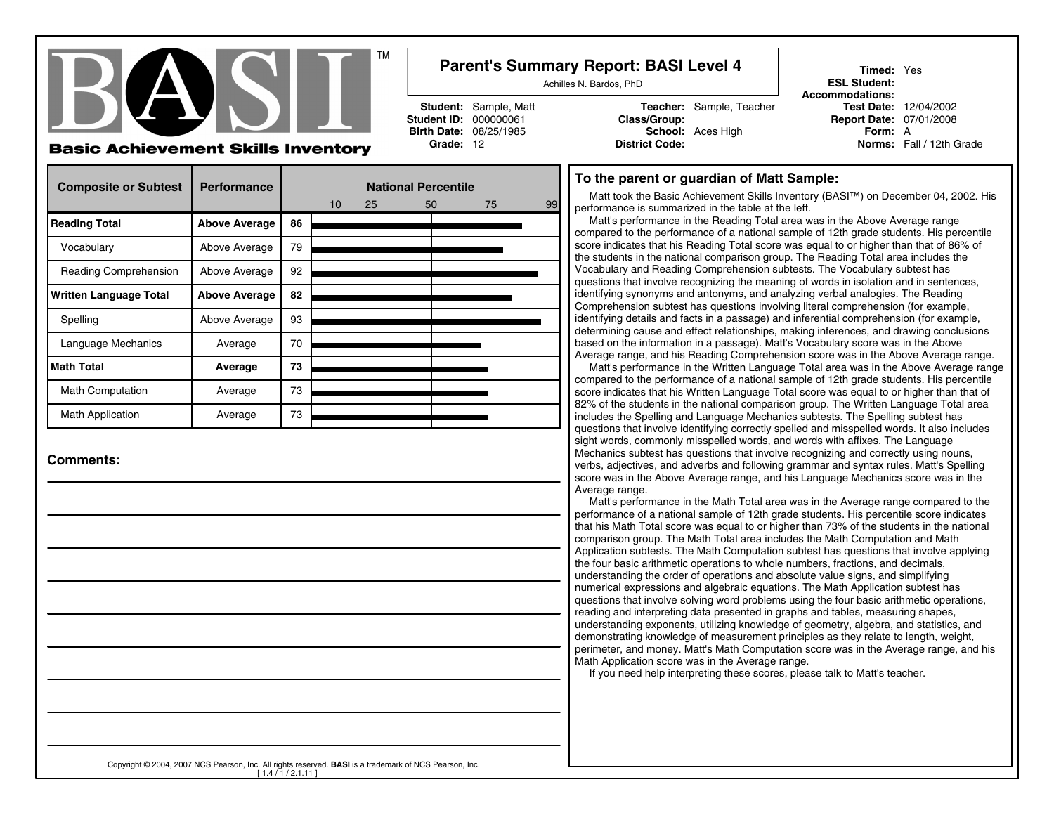# BASI™

**Basic Achievement Skills Inventory**

## Parent's Summary Report: BASI Level 4

Achilles N. Bardos, PhD

**Student:** Sample, Matt
**Student ID:** 000000061
**Birth Date:** 08/25/1985
**Grade:** 12

**Teacher:** Sample, Teacher
**Class/Group:**
**School:** Aces High
**District Code:**

**Timed:** Yes
**ESL Student:**
**Accommodations:**
**Test Date:** 12/04/2002
**Report Date:** 07/01/2008
**Form:** A
**Norms:** Fall / 12th Grade

| Composite or Subtest | Performance | National Percentile |
|---|---|---|
| **Reading Total** | **Above Average** | **86** |
| Vocabulary | Above Average | 79 |
| Reading Comprehension | Above Average | 92 |
| **Written Language Total** | **Above Average** | **82** |
| Spelling | Above Average | 93 |
| Language Mechanics | Average | 70 |
| **Math Total** | **Average** | **73** |
| Math Computation | Average | 73 |
| Math Application | Average | 73 |

### Comments:

### To the parent or guardian of Matt Sample:

Matt took the Basic Achievement Skills Inventory (BASI™) on December 04, 2002. His performance is summarized in the table at the left.

Matt's performance in the Reading Total area was in the Above Average range compared to the performance of a national sample of 12th grade students. His percentile score indicates that his Reading Total score was equal to or higher than that of 86% of the students in the national comparison group. The Reading Total area includes the Vocabulary and Reading Comprehension subtests. The Vocabulary subtest has questions that involve recognizing the meaning of words in isolation and in sentences, identifying synonyms and antonyms, and analyzing verbal analogies. The Reading Comprehension subtest has questions involving literal comprehension (for example, identifying details and facts in a passage) and inferential comprehension (for example, determining cause and effect relationships, making inferences, and drawing conclusions based on the information in a passage). Matt's Vocabulary score was in the Above Average range, and his Reading Comprehension score was in the Above Average range.

Matt's performance in the Written Language Total area was in the Above Average range compared to the performance of a national sample of 12th grade students. His percentile score indicates that his Written Language Total score was equal to or higher than that of 82% of the students in the national comparison group. The Written Language Total area includes the Spelling and Language Mechanics subtests. The Spelling subtest has questions that involve identifying correctly spelled and misspelled words. It also includes sight words, commonly misspelled words, and words with affixes. The Language Mechanics subtest has questions that involve recognizing and correctly using nouns, verbs, adjectives, and adverbs and following grammar and syntax rules. Matt's Spelling score was in the Above Average range, and his Language Mechanics score was in the Average range.

Matt's performance in the Math Total area was in the Average range compared to the performance of a national sample of 12th grade students. His percentile score indicates that his Math Total score was equal to or higher than 73% of the students in the national comparison group. The Math Total area includes the Math Computation and Math Application subtests. The Math Computation subtest has questions that involve applying the four basic arithmetic operations to whole numbers, fractions, and decimals, understanding the order of operations and absolute value signs, and simplifying numerical expressions and algebraic equations. The Math Application subtest has questions that involve solving word problems using the four basic arithmetic operations, reading and interpreting data presented in graphs and tables, measuring shapes, understanding exponents, utilizing knowledge of geometry, algebra, and statistics, and demonstrating knowledge of measurement principles as they relate to length, weight, perimeter, and money. Matt's Math Computation score was in the Average range, and his Math Application score was in the Average range.

If you need help interpreting these scores, please talk to Matt's teacher.

Copyright © 2004, 2007 NCS Pearson, Inc. All rights reserved. **BASI** is a trademark of NCS Pearson, Inc.
[ 1.4 / 1 / 2.1.11 ]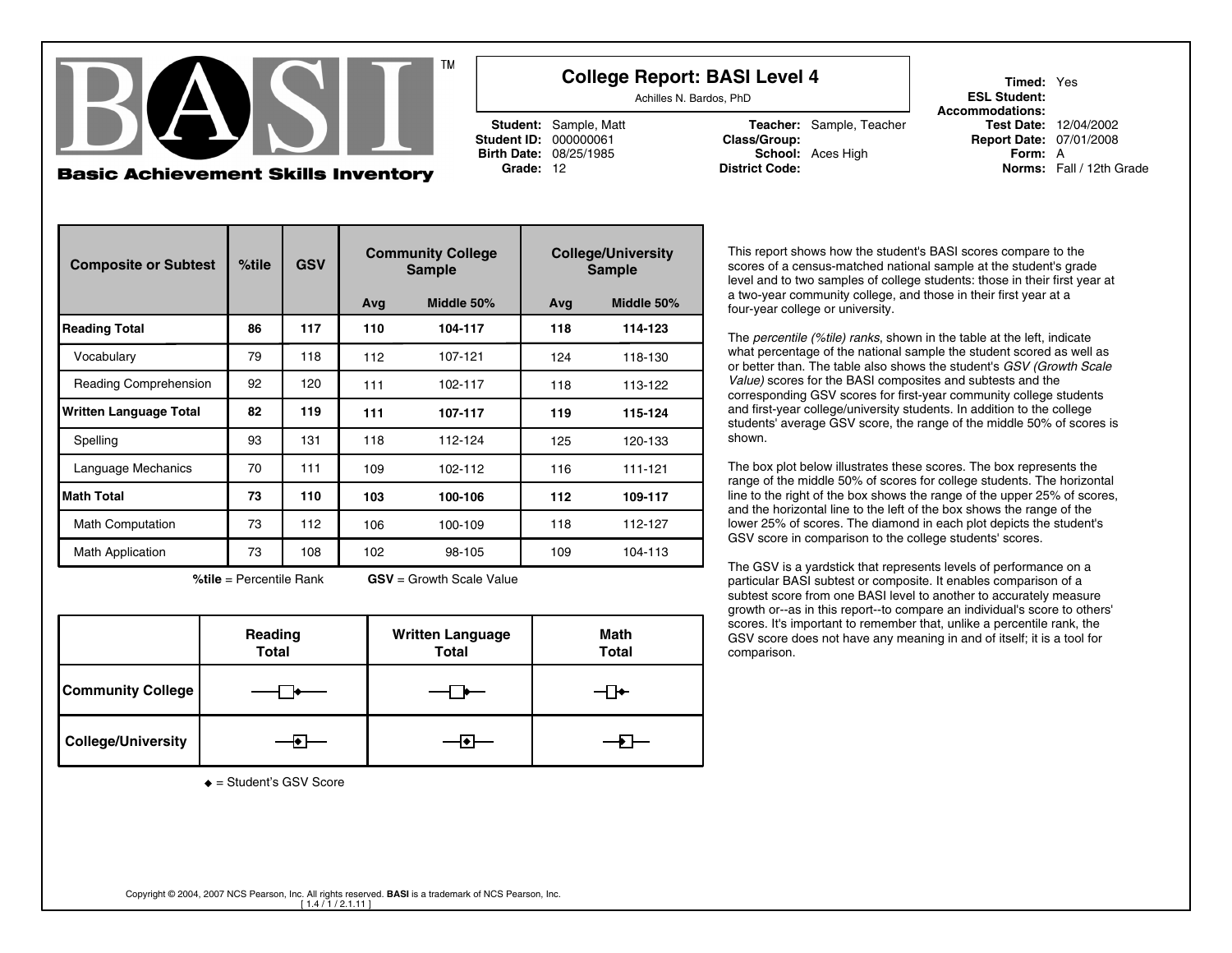# BASI™

**Basic Achievement Skills Inventory**

## College Report: BASI Level 4

Achilles N. Bardos, PhD

**Student:** Sample, Matt
**Student ID:** 000000061
**Birth Date:** 08/25/1985
**Grade:** 12

**Teacher:** Sample, Teacher
**Class/Group:**
**School:** Aces High
**District Code:**

**Timed:** Yes
**ESL Student:**
**Accommodations:**
**Test Date:** 12/04/2002
**Report Date:** 07/01/2008
**Form:** A
**Norms:** Fall / 12th Grade

| Composite or Subtest | %tile | GSV | Community College Sample | | College/University Sample | |
|---|---|---|---|---|---|---|
| | | | Avg | Middle 50% | Avg | Middle 50% |
| **Reading Total** | **86** | **117** | **110** | **104-117** | **118** | **114-123** |
| Vocabulary | 79 | 118 | 112 | 107-121 | 124 | 118-130 |
| Reading Comprehension | 92 | 120 | 111 | 102-117 | 118 | 113-122 |
| **Written Language Total** | **82** | **119** | **111** | **107-117** | **119** | **115-124** |
| Spelling | 93 | 131 | 118 | 112-124 | 125 | 120-133 |
| Language Mechanics | 70 | 111 | 109 | 102-112 | 116 | 111-121 |
| **Math Total** | **73** | **110** | **103** | **100-106** | **112** | **109-117** |
| Math Computation | 73 | 112 | 106 | 100-109 | 118 | 112-127 |
| Math Application | 73 | 108 | 102 | 98-105 | 109 | 104-113 |

**%tile** = Percentile Rank **GSV** = Growth Scale Value

Reading Total
Written Language Total
Math Total
Community College
College/University

◆ = Student's GSV Score

This report shows how the student's BASI scores compare to the scores of a census-matched national sample at the student's grade level and to two samples of college students: those in their first year at a two-year community college, and those in their first year at a four-year college or university.

The *percentile (%tile) ranks*, shown in the table at the left, indicate what percentage of the national sample the student scored as well as or better than. The table also shows the student's *GSV (Growth Scale Value)* scores for the BASI composites and subtests and the corresponding GSV scores for first-year community college students and first-year college/university students. In addition to the college students' average GSV score, the range of the middle 50% of scores is shown.

The box plot below illustrates these scores. The box represents the range of the middle 50% of scores for college students. The horizontal line to the right of the box shows the range of the upper 25% of scores, and the horizontal line to the left of the box shows the range of the lower 25% of scores. The diamond in each plot depicts the student's GSV score in comparison to the college students' scores.

The GSV is a yardstick that represents levels of performance on a particular BASI subtest or composite. It enables comparison of a subtest score from one BASI level to another to accurately measure growth or--as in this report--to compare an individual's score to others' scores. It's important to remember that, unlike a percentile rank, the GSV score does not have any meaning in and of itself; it is a tool for comparison.

Copyright © 2004, 2007 NCS Pearson, Inc. All rights reserved. **BASI** is a trademark of NCS Pearson, Inc.
[ 1.4 / 1 / 2.1.11 ]